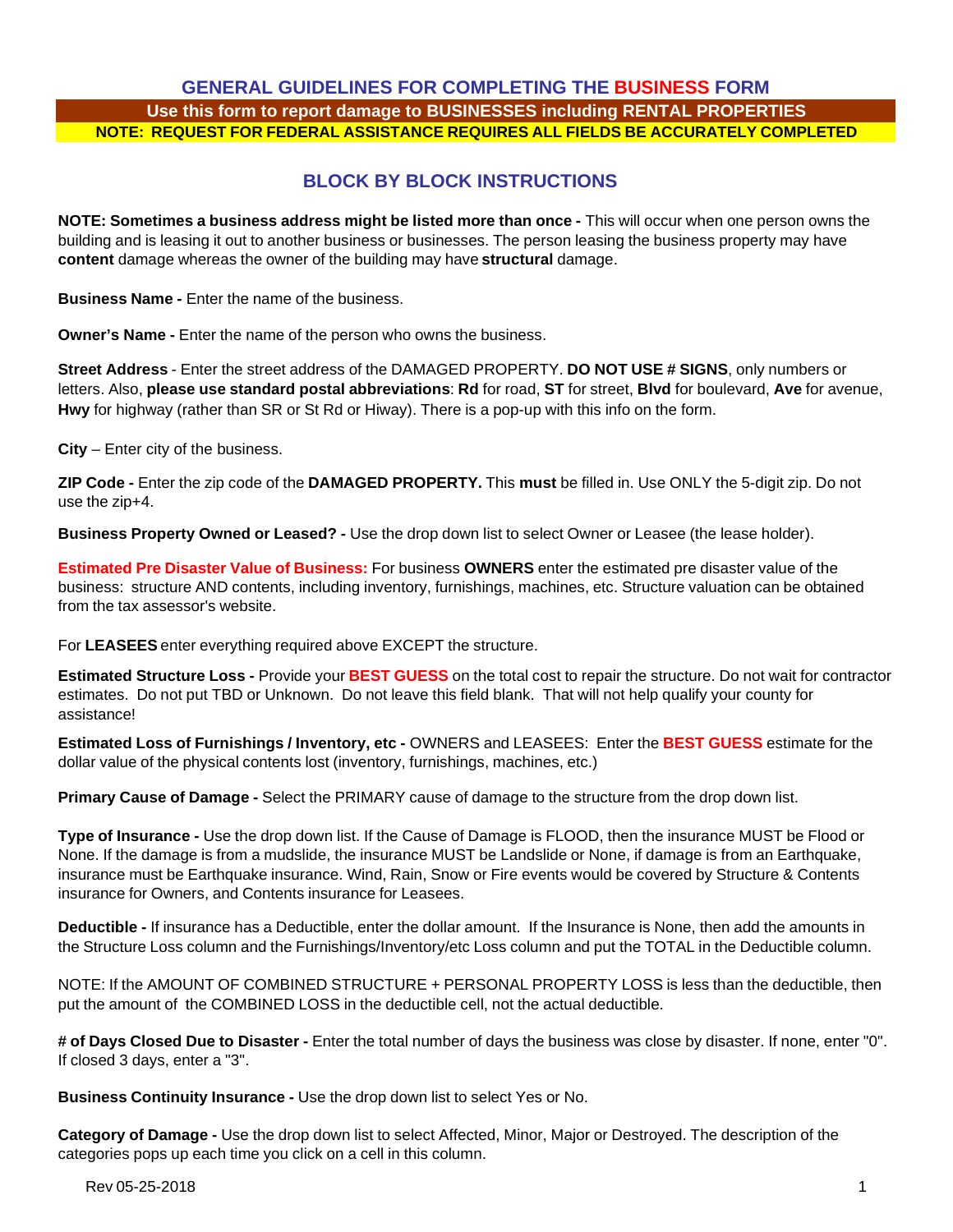# GENERAL GUIDELINES FOR COMPLETING THE BUSINESS FORM

**Use this form to report damage to BUSINESSES including RENTAL PROPERTIES**

**NOTE: REQUEST FOR FEDERAL ASSISTANCE REQUIRES ALL FIELDS BE ACCURATELY COMPLETED**

## BLOCK BY BLOCK INSTRUCTIONS

**NOTE: Sometimes a business address might be listed more than once -** This will occur when one person owns the building and is leasing it out to another business or businesses. The person leasing the business property may have **content** damage whereas the owner of the building may have **structural** damage.

**Business Name -** Enter the name of the business.

**Owner's Name -** Enter the name of the person who owns the business.

**Street Address** - Enter the street address of the DAMAGED PROPERTY. **DO NOT USE # SIGNS**, only numbers or letters. Also, **please use standard postal abbreviations**: **Rd** for road, **ST** for street, **Blvd** for boulevard, **Ave** for avenue, **Hwy** for highway (rather than SR or St Rd or Hiway). There is a pop-up with this info on the form.

**City** – Enter city of the business.

**ZIP Code -** Enter the zip code of the **DAMAGED PROPERTY.** This **must** be filled in. Use ONLY the 5-digit zip. Do not use the zip+4.

**Business Property Owned or Leased? -** Use the drop down list to select Owner or Leasee (the lease holder).

**Estimated Pre Disaster Value of Business:** For business **OWNERS** enter the estimated pre disaster value of the business: structure AND contents, including inventory, furnishings, machines, etc. Structure valuation can be obtained from the tax assessor's website.

For **LEASEES** enter everything required above EXCEPT the structure.

**Estimated Structure Loss -** Provide your **BEST GUESS** on the total cost to repair the structure. Do not wait for contractor estimates. Do not put TBD or Unknown. Do not leave this field blank. That will not help qualify your county for assistance!

**Estimated Loss of Furnishings / Inventory, etc -** OWNERS and LEASEES: Enter the **BEST GUESS** estimate for the dollar value of the physical contents lost (inventory, furnishings, machines, etc.)

**Primary Cause of Damage -** Select the PRIMARY cause of damage to the structure from the drop down list.

**Type of Insurance -** Use the drop down list. If the Cause of Damage is FLOOD, then the insurance MUST be Flood or None. If the damage is from a mudslide, the insurance MUST be Landslide or None, if damage is from an Earthquake, insurance must be Earthquake insurance. Wind, Rain, Snow or Fire events would be covered by Structure & Contents insurance for Owners, and Contents insurance for Leasees.

**Deductible -** If insurance has a Deductible, enter the dollar amount. If the Insurance is None, then add the amounts in the Structure Loss column and the Furnishings/Inventory/etc Loss column and put the TOTAL in the Deductible column.

NOTE: If the AMOUNT OF COMBINED STRUCTURE + PERSONAL PROPERTY LOSS is less than the deductible, then put the amount of the COMBINED LOSS in the deductible cell, not the actual deductible.

**# of Days Closed Due to Disaster -** Enter the total number of days the business was close by disaster. If none, enter "0". If closed 3 days, enter a "3".

**Business Continuity Insurance -** Use the drop down list to select Yes or No.

**Category of Damage -** Use the drop down list to select Affected, Minor, Major or Destroyed. The description of the categories pops up each time you click on a cell in this column.

Rev 05-25-2018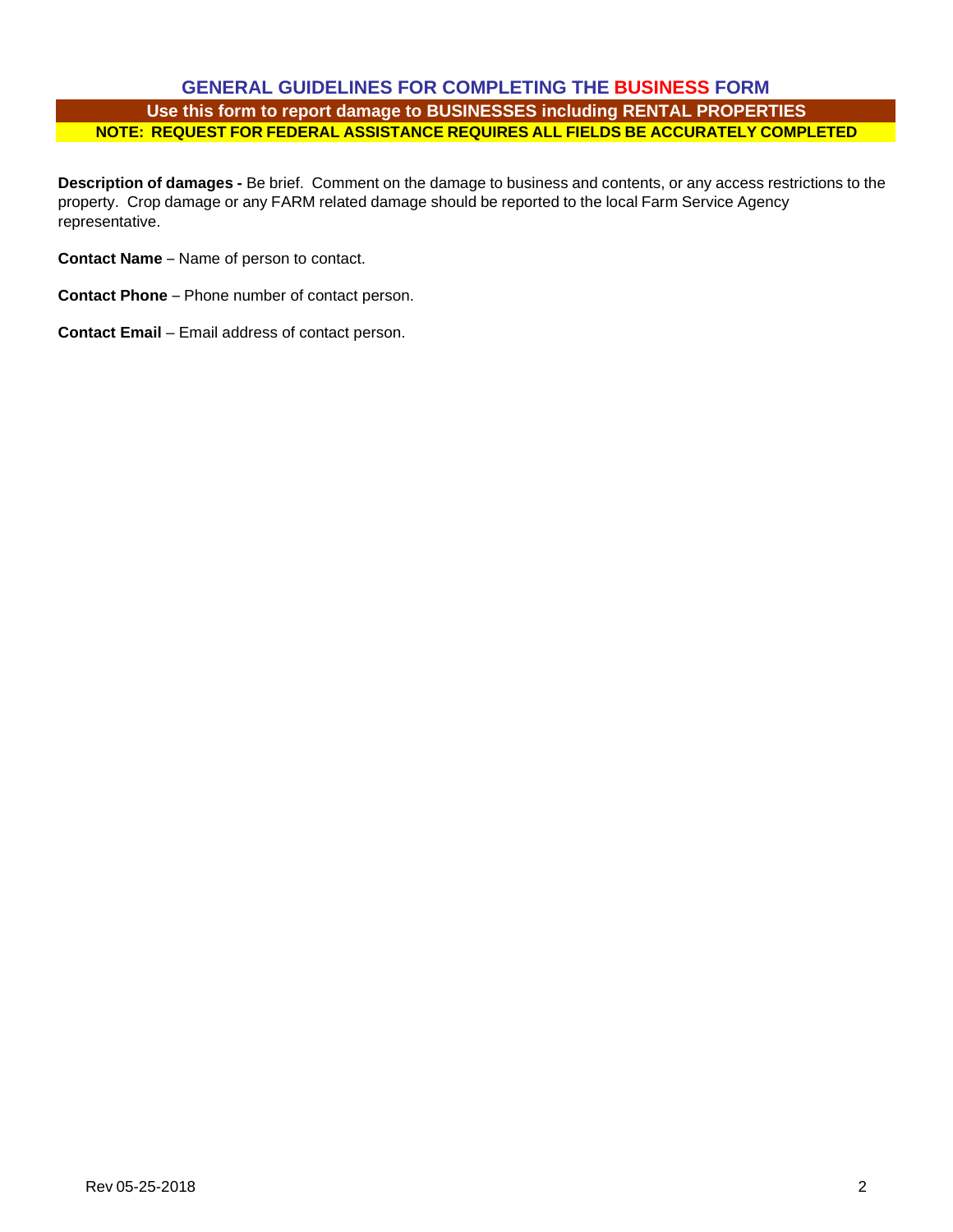## GENERAL GUIDELINES FOR COMPLETING THE BUSINESS FORM

**Use this form to report damage to BUSINESSES including RENTAL PROPERTIES**

**NOTE: REQUEST FOR FEDERAL ASSISTANCE REQUIRES ALL FIELDS BE ACCURATELY COMPLETED**

**Description of damages -** Be brief. Comment on the damage to business and contents, or any access restrictions to the property. Crop damage or any FARM related damage should be reported to the local Farm Service Agency representative.

**Contact Name** – Name of person to contact.

**Contact Phone** – Phone number of contact person.

**Contact Email** – Email address of contact person.

Rev 05-25-2018